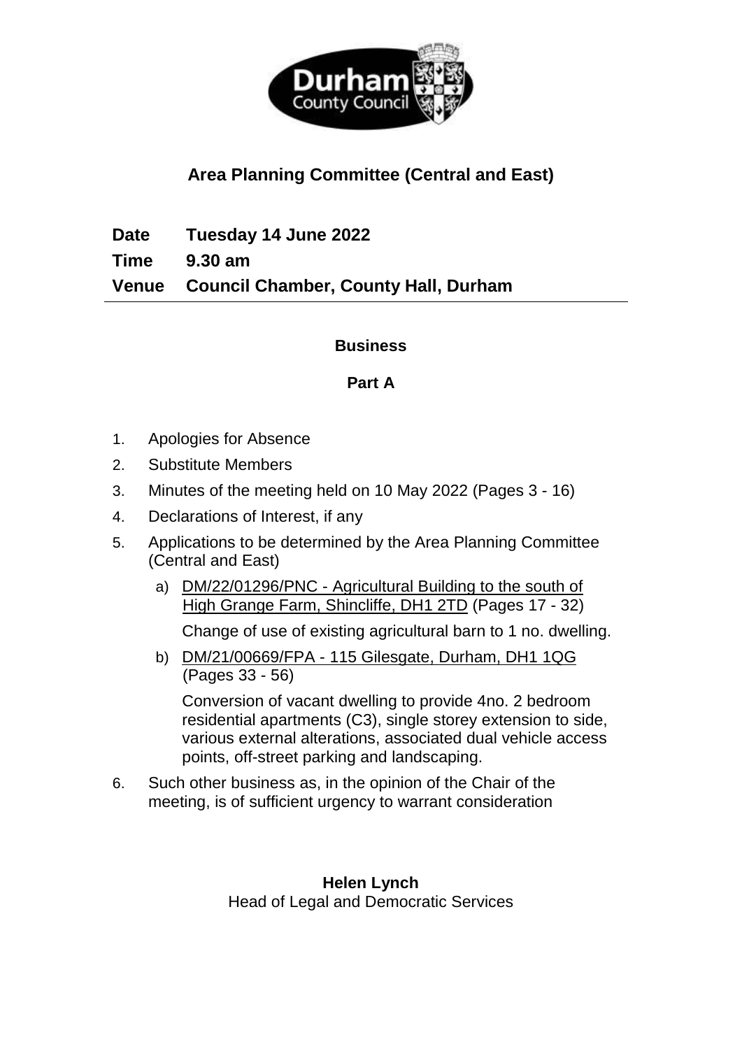# Area Planning Committee (Central and East)

**Date** Tuesday 14 June 2022
**Time** 9.30 am
**Venue** Council Chamber, County Hall, Durham

---

## Business

### Part A

1. Apologies for Absence
2. Substitute Members
3. Minutes of the meeting held on 10 May 2022 (Pages 3 - 16)
4. Declarations of Interest, if any
5. Applications to be determined by the Area Planning Committee (Central and East)
   a) DM/22/01296/PNC - Agricultural Building to the south of High Grange Farm, Shincliffe, DH1 2TD (Pages 17 - 32)

      Change of use of existing agricultural barn to 1 no. dwelling.

   b) DM/21/00669/FPA - 115 Gilesgate, Durham, DH1 1QG (Pages 33 - 56)

      Conversion of vacant dwelling to provide 4no. 2 bedroom residential apartments (C3), single storey extension to side, various external alterations, associated dual vehicle access points, off-street parking and landscaping.
6. Such other business as, in the opinion of the Chair of the meeting, is of sufficient urgency to warrant consideration

**Helen Lynch**
Head of Legal and Democratic Services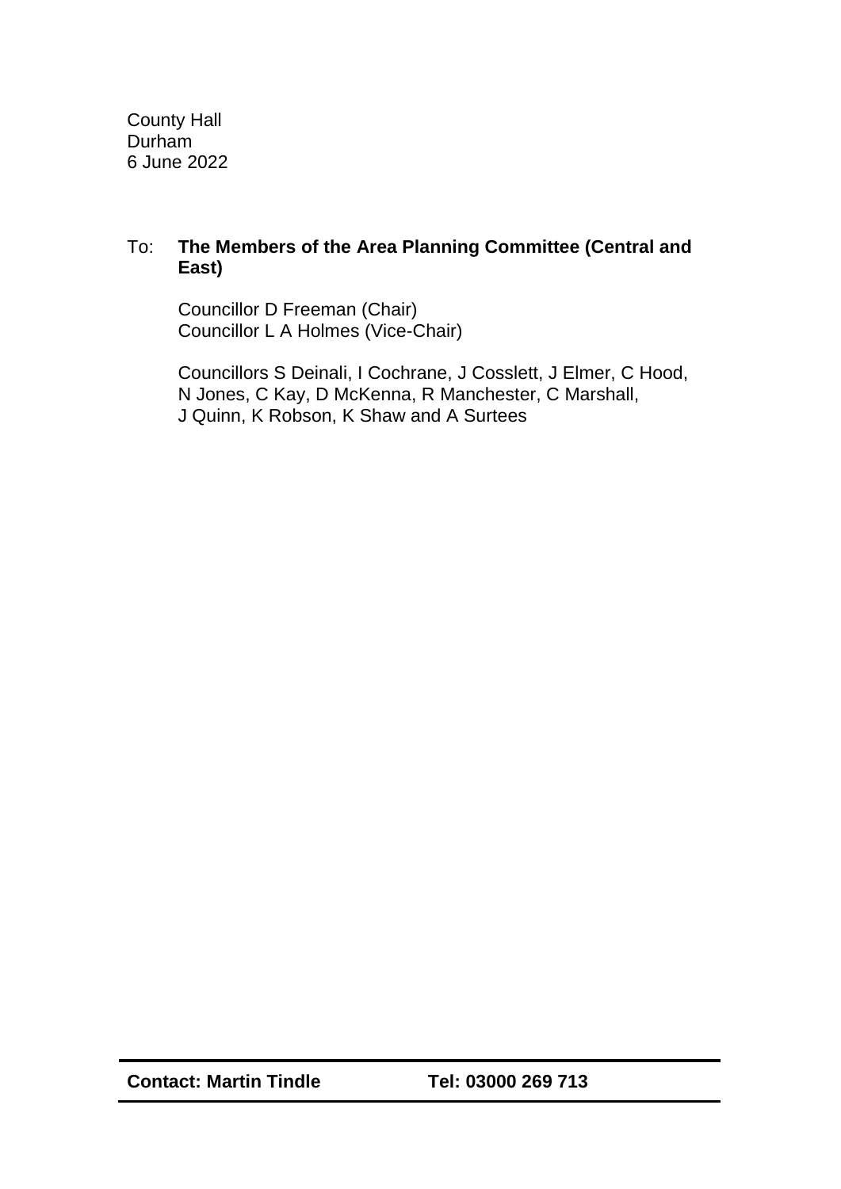County Hall
Durham
6 June 2022

To: **The Members of the Area Planning Committee (Central and East)**

Councillor D Freeman (Chair)
Councillor L A Holmes (Vice-Chair)

Councillors S Deinali, I Cochrane, J Cosslett, J Elmer, C Hood, N Jones, C Kay, D McKenna, R Manchester, C Marshall, J Quinn, K Robson, K Shaw and A Surtees

**Contact: Martin Tindle** **Tel: 03000 269 713**